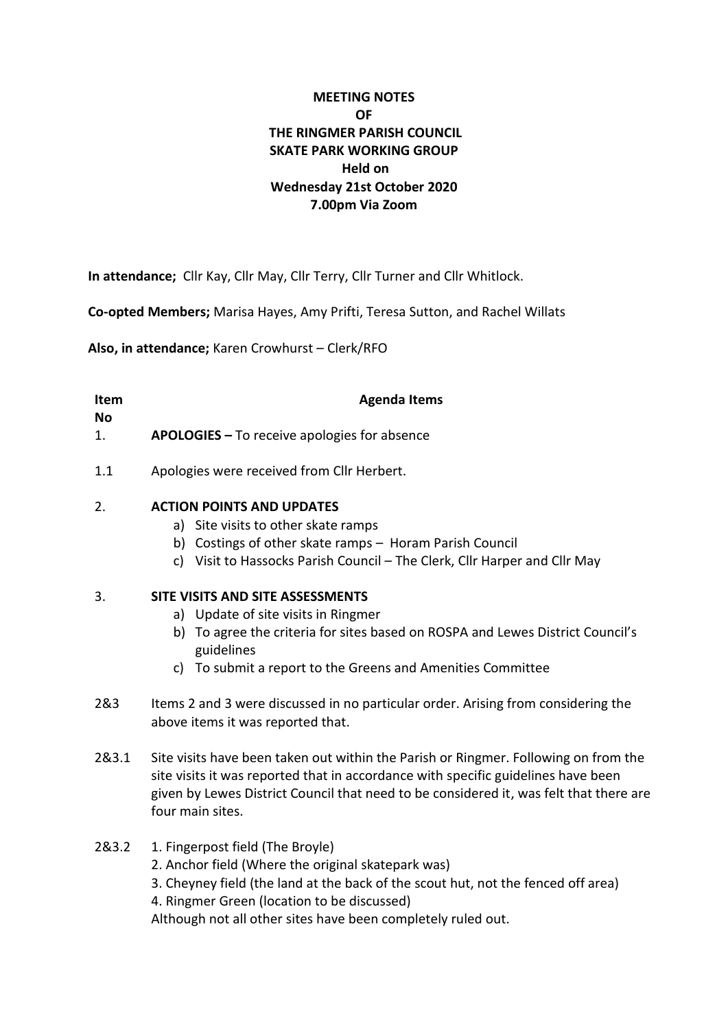**MEETING NOTES**
**OF**
**THE RINGMER PARISH COUNCIL**
**SKATE PARK WORKING GROUP**
**Held on**
**Wednesday 21st October 2020**
**7.00pm Via Zoom**

**In attendance;** Cllr Kay, Cllr May, Cllr Terry, Cllr Turner and Cllr Whitlock.

**Co-opted Members;** Marisa Hayes, Amy Prifti, Teresa Sutton, and Rachel Willats

**Also, in attendance;** Karen Crowhurst – Clerk/RFO

| **Item No** | **Agenda Items** |
|---|---|
| 1. | **APOLOGIES –** To receive apologies for absence |
| 1.1 | Apologies were received from Cllr Herbert. |
| 2. | **ACTION POINTS AND UPDATES**<br>a) Site visits to other skate ramps<br>b) Costings of other skate ramps – Horam Parish Council<br>c) Visit to Hassocks Parish Council – The Clerk, Cllr Harper and Cllr May |
| 3. | **SITE VISITS AND SITE ASSESSMENTS**<br>a) Update of site visits in Ringmer<br>b) To agree the criteria for sites based on ROSPA and Lewes District Council's guidelines<br>c) To submit a report to the Greens and Amenities Committee |
| 2&3 | Items 2 and 3 were discussed in no particular order. Arising from considering the above items it was reported that. |
| 2&3.1 | Site visits have been taken out within the Parish or Ringmer. Following on from the site visits it was reported that in accordance with specific guidelines have been given by Lewes District Council that need to be considered it, was felt that there are four main sites. |
| 2&3.2 | 1. Fingerpost field (The Broyle)<br>2. Anchor field (Where the original skatepark was)<br>3. Cheyney field (the land at the back of the scout hut, not the fenced off area)<br>4. Ringmer Green (location to be discussed)<br>Although not all other sites have been completely ruled out. |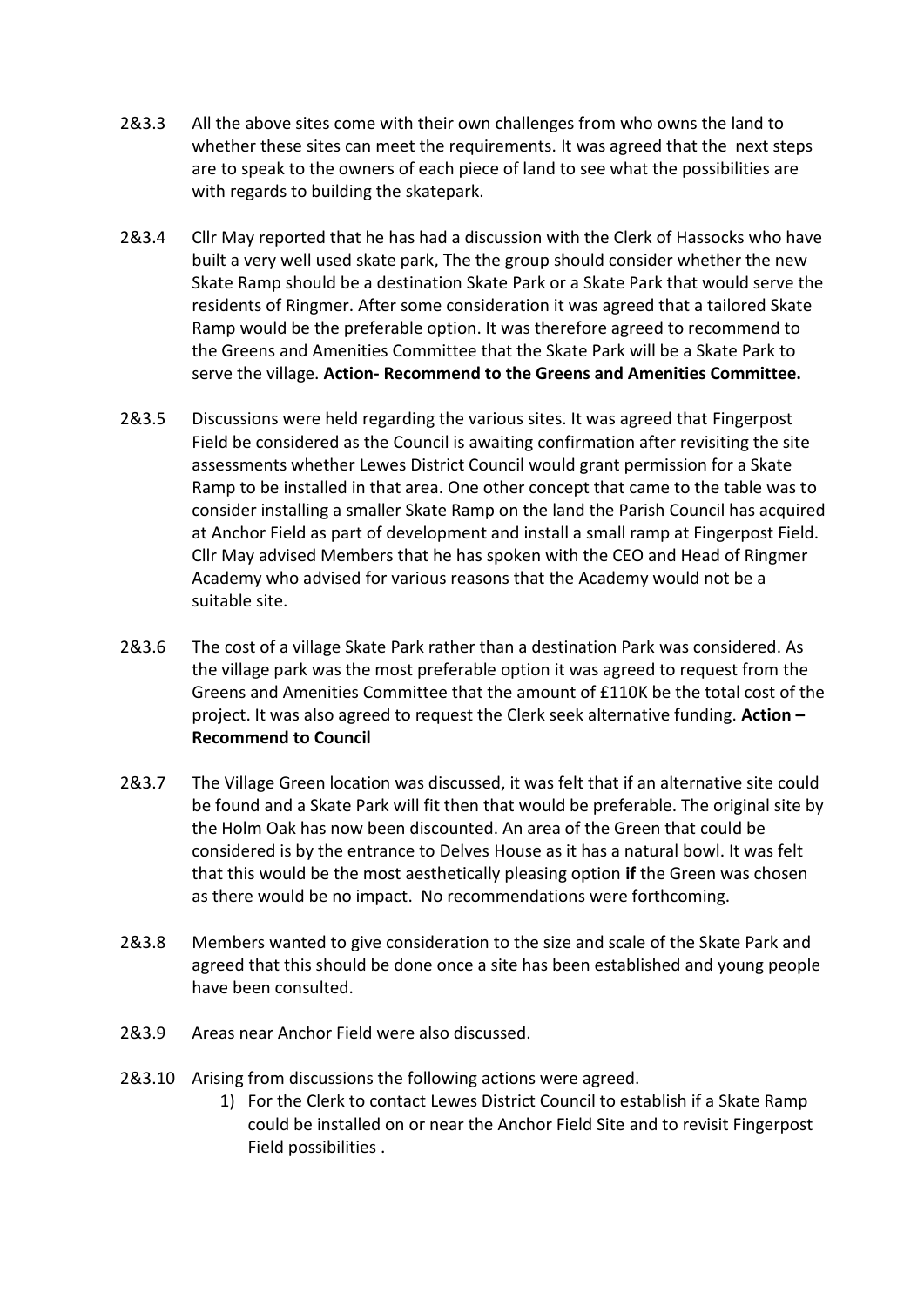2&3.3 All the above sites come with their own challenges from who owns the land to whether these sites can meet the requirements. It was agreed that the next steps are to speak to the owners of each piece of land to see what the possibilities are with regards to building the skatepark.

2&3.4 Cllr May reported that he has had a discussion with the Clerk of Hassocks who have built a very well used skate park, The the group should consider whether the new Skate Ramp should be a destination Skate Park or a Skate Park that would serve the residents of Ringmer. After some consideration it was agreed that a tailored Skate Ramp would be the preferable option. It was therefore agreed to recommend to the Greens and Amenities Committee that the Skate Park will be a Skate Park to serve the village. **Action- Recommend to the Greens and Amenities Committee.**

2&3.5 Discussions were held regarding the various sites. It was agreed that Fingerpost Field be considered as the Council is awaiting confirmation after revisiting the site assessments whether Lewes District Council would grant permission for a Skate Ramp to be installed in that area. One other concept that came to the table was to consider installing a smaller Skate Ramp on the land the Parish Council has acquired at Anchor Field as part of development and install a small ramp at Fingerpost Field. Cllr May advised Members that he has spoken with the CEO and Head of Ringmer Academy who advised for various reasons that the Academy would not be a suitable site.

2&3.6 The cost of a village Skate Park rather than a destination Park was considered. As the village park was the most preferable option it was agreed to request from the Greens and Amenities Committee that the amount of £110K be the total cost of the project. It was also agreed to request the Clerk seek alternative funding. **Action – Recommend to Council**

2&3.7 The Village Green location was discussed, it was felt that if an alternative site could be found and a Skate Park will fit then that would be preferable. The original site by the Holm Oak has now been discounted. An area of the Green that could be considered is by the entrance to Delves House as it has a natural bowl. It was felt that this would be the most aesthetically pleasing option **if** the Green was chosen as there would be no impact. No recommendations were forthcoming.

2&3.8 Members wanted to give consideration to the size and scale of the Skate Park and agreed that this should be done once a site has been established and young people have been consulted.

2&3.9 Areas near Anchor Field were also discussed.

2&3.10 Arising from discussions the following actions were agreed.

1) For the Clerk to contact Lewes District Council to establish if a Skate Ramp could be installed on or near the Anchor Field Site and to revisit Fingerpost Field possibilities .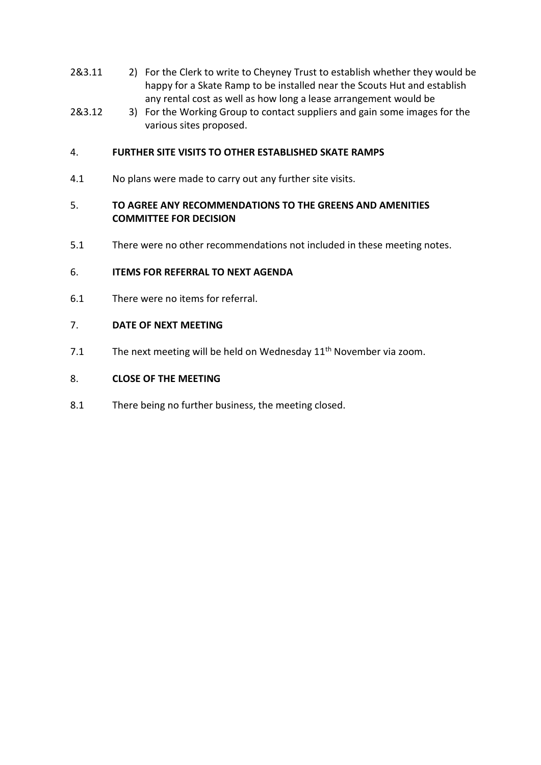2&3.11 2) For the Clerk to write to Cheyney Trust to establish whether they would be happy for a Skate Ramp to be installed near the Scouts Hut and establish any rental cost as well as how long a lease arrangement would be

2&3.12 3) For the Working Group to contact suppliers and gain some images for the various sites proposed.

4. **FURTHER SITE VISITS TO OTHER ESTABLISHED SKATE RAMPS**

4.1 No plans were made to carry out any further site visits.

5. **TO AGREE ANY RECOMMENDATIONS TO THE GREENS AND AMENITIES COMMITTEE FOR DECISION**

5.1 There were no other recommendations not included in these meeting notes.

6. **ITEMS FOR REFERRAL TO NEXT AGENDA**

6.1 There were no items for referral.

7. **DATE OF NEXT MEETING**

7.1 The next meeting will be held on Wednesday 11th November via zoom.

8. **CLOSE OF THE MEETING**

8.1 There being no further business, the meeting closed.